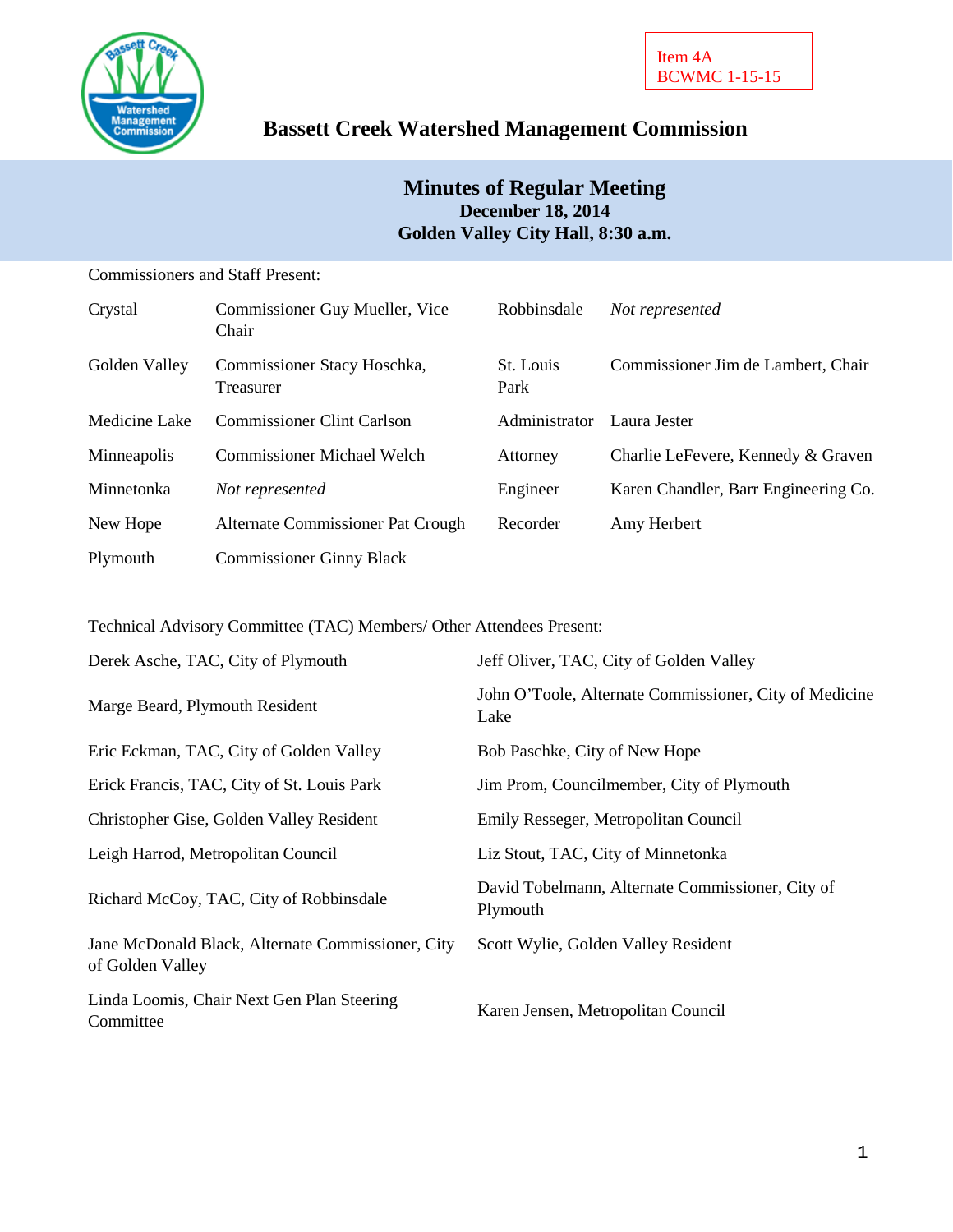Item 4A
BCWMC 1-15-15

# Bassett Creek Watershed Management Commission

## Minutes of Regular Meeting
**December 18, 2014**
**Golden Valley City Hall, 8:30 a.m.**

Commissioners and Staff Present:

| | | | |
|---|---|---|---|
| Crystal | Commissioner Guy Mueller, Vice Chair | Robbinsdale | *Not represented* |
| Golden Valley | Commissioner Stacy Hoschka, Treasurer | St. Louis Park | Commissioner Jim de Lambert, Chair |
| Medicine Lake | Commissioner Clint Carlson | Administrator | Laura Jester |
| Minneapolis | Commissioner Michael Welch | Attorney | Charlie LeFevere, Kennedy & Graven |
| Minnetonka | *Not represented* | Engineer | Karen Chandler, Barr Engineering Co. |
| New Hope | Alternate Commissioner Pat Crough | Recorder | Amy Herbert |
| Plymouth | Commissioner Ginny Black | | |

Technical Advisory Committee (TAC) Members/ Other Attendees Present:

| | |
|---|---|
| Derek Asche, TAC, City of Plymouth | Jeff Oliver, TAC, City of Golden Valley |
| Marge Beard, Plymouth Resident | John O'Toole, Alternate Commissioner, City of Medicine Lake |
| Eric Eckman, TAC, City of Golden Valley | Bob Paschke, City of New Hope |
| Erick Francis, TAC, City of St. Louis Park | Jim Prom, Councilmember, City of Plymouth |
| Christopher Gise, Golden Valley Resident | Emily Resseger, Metropolitan Council |
| Leigh Harrod, Metropolitan Council | Liz Stout, TAC, City of Minnetonka |
| Richard McCoy, TAC, City of Robbinsdale | David Tobelmann, Alternate Commissioner, City of Plymouth |
| Jane McDonald Black, Alternate Commissioner, City of Golden Valley | Scott Wylie, Golden Valley Resident |
| Linda Loomis, Chair Next Gen Plan Steering Committee | Karen Jensen, Metropolitan Council |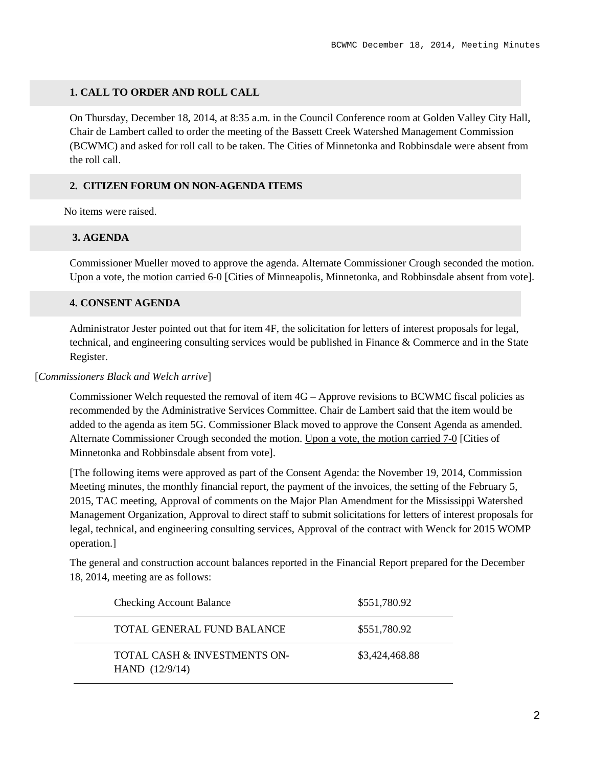## 1. CALL TO ORDER AND ROLL CALL

On Thursday, December 18, 2014, at 8:35 a.m. in the Council Conference room at Golden Valley City Hall, Chair de Lambert called to order the meeting of the Bassett Creek Watershed Management Commission (BCWMC) and asked for roll call to be taken. The Cities of Minnetonka and Robbinsdale were absent from the roll call.

## 2. CITIZEN FORUM ON NON-AGENDA ITEMS

No items were raised.

## 3. AGENDA

Commissioner Mueller moved to approve the agenda. Alternate Commissioner Crough seconded the motion. Upon a vote, the motion carried 6-0 [Cities of Minneapolis, Minnetonka, and Robbinsdale absent from vote].

## 4. CONSENT AGENDA

Administrator Jester pointed out that for item 4F, the solicitation for letters of interest proposals for legal, technical, and engineering consulting services would be published in Finance & Commerce and in the State Register.

[*Commissioners Black and Welch arrive*]

Commissioner Welch requested the removal of item 4G – Approve revisions to BCWMC fiscal policies as recommended by the Administrative Services Committee. Chair de Lambert said that the item would be added to the agenda as item 5G. Commissioner Black moved to approve the Consent Agenda as amended. Alternate Commissioner Crough seconded the motion. Upon a vote, the motion carried 7-0 [Cities of Minnetonka and Robbinsdale absent from vote].

[The following items were approved as part of the Consent Agenda: the November 19, 2014, Commission Meeting minutes, the monthly financial report, the payment of the invoices, the setting of the February 5, 2015, TAC meeting, Approval of comments on the Major Plan Amendment for the Mississippi Watershed Management Organization, Approval to direct staff to submit solicitations for letters of interest proposals for legal, technical, and engineering consulting services, Approval of the contract with Wenck for 2015 WOMP operation.]

The general and construction account balances reported in the Financial Report prepared for the December 18, 2014, meeting are as follows:

| | |
|---|---|
| Checking Account Balance | $551,780.92 |
| TOTAL GENERAL FUND BALANCE | $551,780.92 |
| TOTAL CASH & INVESTMENTS ON-HAND (12/9/14) | $3,424,468.88 |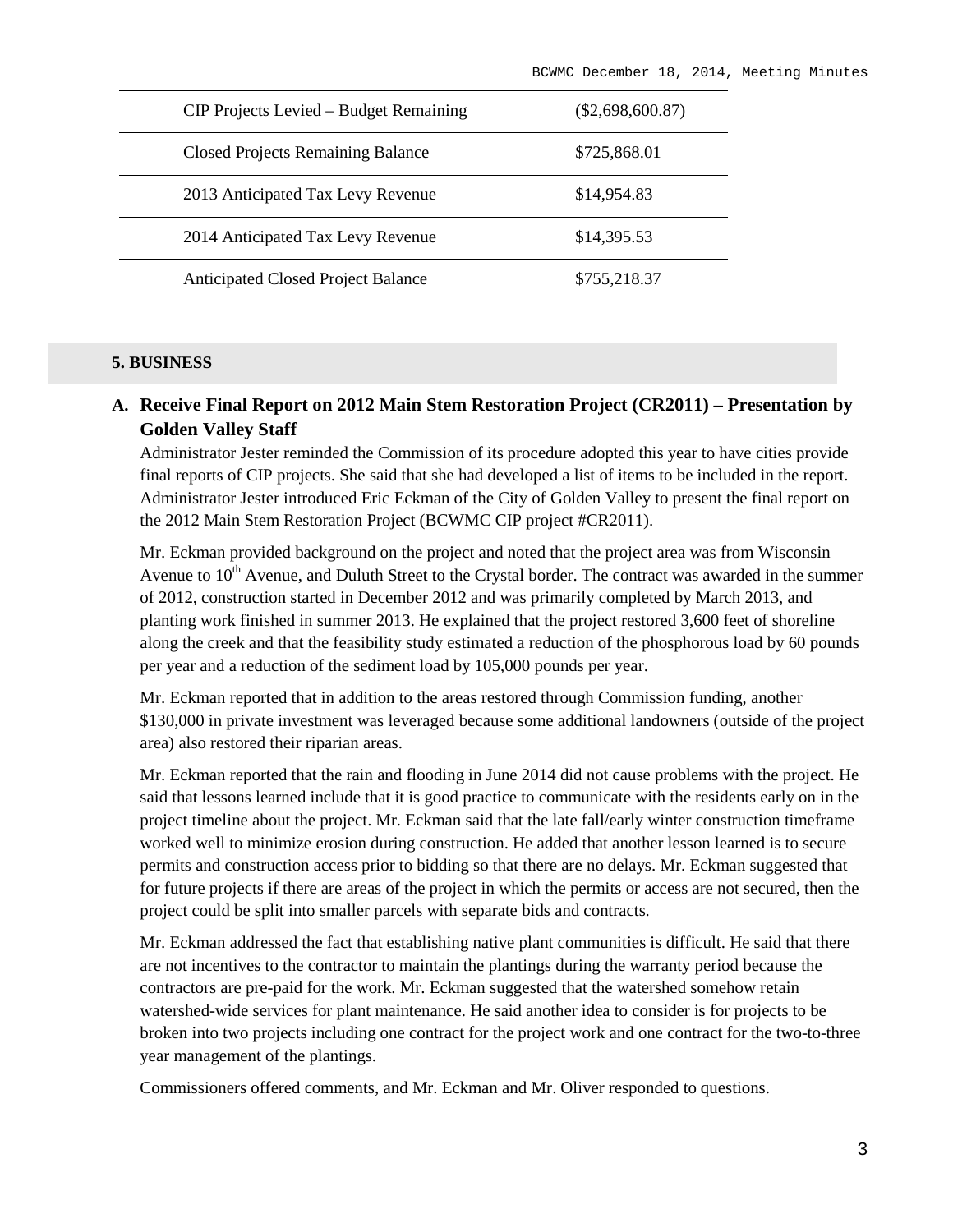| CIP Projects Levied – Budget Remaining | ($2,698,600.87) |
|---|---|
| Closed Projects Remaining Balance | $725,868.01 |
| 2013 Anticipated Tax Levy Revenue | $14,954.83 |
| 2014 Anticipated Tax Levy Revenue | $14,395.53 |
| Anticipated Closed Project Balance | $755,218.37 |

## 5. BUSINESS

### A. Receive Final Report on 2012 Main Stem Restoration Project (CR2011) – Presentation by Golden Valley Staff

Administrator Jester reminded the Commission of its procedure adopted this year to have cities provide final reports of CIP projects. She said that she had developed a list of items to be included in the report. Administrator Jester introduced Eric Eckman of the City of Golden Valley to present the final report on the 2012 Main Stem Restoration Project (BCWMC CIP project #CR2011).

Mr. Eckman provided background on the project and noted that the project area was from Wisconsin Avenue to 10th Avenue, and Duluth Street to the Crystal border. The contract was awarded in the summer of 2012, construction started in December 2012 and was primarily completed by March 2013, and planting work finished in summer 2013. He explained that the project restored 3,600 feet of shoreline along the creek and that the feasibility study estimated a reduction of the phosphorous load by 60 pounds per year and a reduction of the sediment load by 105,000 pounds per year.

Mr. Eckman reported that in addition to the areas restored through Commission funding, another $130,000 in private investment was leveraged because some additional landowners (outside of the project area) also restored their riparian areas.

Mr. Eckman reported that the rain and flooding in June 2014 did not cause problems with the project. He said that lessons learned include that it is good practice to communicate with the residents early on in the project timeline about the project. Mr. Eckman said that the late fall/early winter construction timeframe worked well to minimize erosion during construction. He added that another lesson learned is to secure permits and construction access prior to bidding so that there are no delays. Mr. Eckman suggested that for future projects if there are areas of the project in which the permits or access are not secured, then the project could be split into smaller parcels with separate bids and contracts.

Mr. Eckman addressed the fact that establishing native plant communities is difficult. He said that there are not incentives to the contractor to maintain the plantings during the warranty period because the contractors are pre-paid for the work. Mr. Eckman suggested that the watershed somehow retain watershed-wide services for plant maintenance. He said another idea to consider is for projects to be broken into two projects including one contract for the project work and one contract for the two-to-three year management of the plantings.

Commissioners offered comments, and Mr. Eckman and Mr. Oliver responded to questions.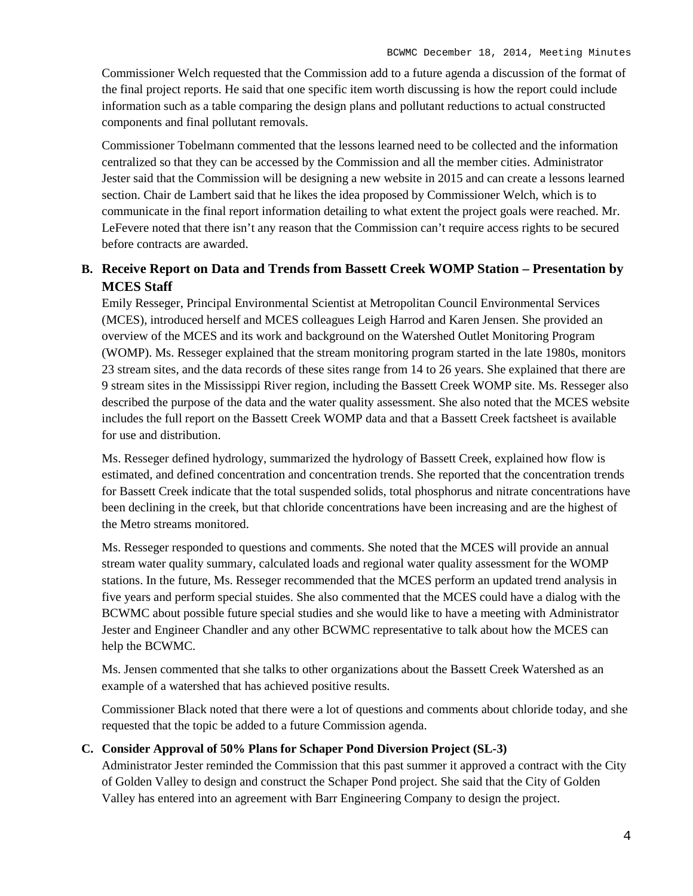Commissioner Welch requested that the Commission add to a future agenda a discussion of the format of the final project reports. He said that one specific item worth discussing is how the report could include information such as a table comparing the design plans and pollutant reductions to actual constructed components and final pollutant removals.

Commissioner Tobelmann commented that the lessons learned need to be collected and the information centralized so that they can be accessed by the Commission and all the member cities. Administrator Jester said that the Commission will be designing a new website in 2015 and can create a lessons learned section. Chair de Lambert said that he likes the idea proposed by Commissioner Welch, which is to communicate in the final report information detailing to what extent the project goals were reached. Mr. LeFevere noted that there isn't any reason that the Commission can't require access rights to be secured before contracts are awarded.

**B. Receive Report on Data and Trends from Bassett Creek WOMP Station – Presentation by MCES Staff**

Emily Resseger, Principal Environmental Scientist at Metropolitan Council Environmental Services (MCES), introduced herself and MCES colleagues Leigh Harrod and Karen Jensen. She provided an overview of the MCES and its work and background on the Watershed Outlet Monitoring Program (WOMP). Ms. Resseger explained that the stream monitoring program started in the late 1980s, monitors 23 stream sites, and the data records of these sites range from 14 to 26 years. She explained that there are 9 stream sites in the Mississippi River region, including the Bassett Creek WOMP site. Ms. Resseger also described the purpose of the data and the water quality assessment. She also noted that the MCES website includes the full report on the Bassett Creek WOMP data and that a Bassett Creek factsheet is available for use and distribution.

Ms. Resseger defined hydrology, summarized the hydrology of Bassett Creek, explained how flow is estimated, and defined concentration and concentration trends. She reported that the concentration trends for Bassett Creek indicate that the total suspended solids, total phosphorus and nitrate concentrations have been declining in the creek, but that chloride concentrations have been increasing and are the highest of the Metro streams monitored.

Ms. Resseger responded to questions and comments. She noted that the MCES will provide an annual stream water quality summary, calculated loads and regional water quality assessment for the WOMP stations. In the future, Ms. Resseger recommended that the MCES perform an updated trend analysis in five years and perform special stuides. She also commented that the MCES could have a dialog with the BCWMC about possible future special studies and she would like to have a meeting with Administrator Jester and Engineer Chandler and any other BCWMC representative to talk about how the MCES can help the BCWMC.

Ms. Jensen commented that she talks to other organizations about the Bassett Creek Watershed as an example of a watershed that has achieved positive results.

Commissioner Black noted that there were a lot of questions and comments about chloride today, and she requested that the topic be added to a future Commission agenda.

**C. Consider Approval of 50% Plans for Schaper Pond Diversion Project (SL-3)**

Administrator Jester reminded the Commission that this past summer it approved a contract with the City of Golden Valley to design and construct the Schaper Pond project. She said that the City of Golden Valley has entered into an agreement with Barr Engineering Company to design the project.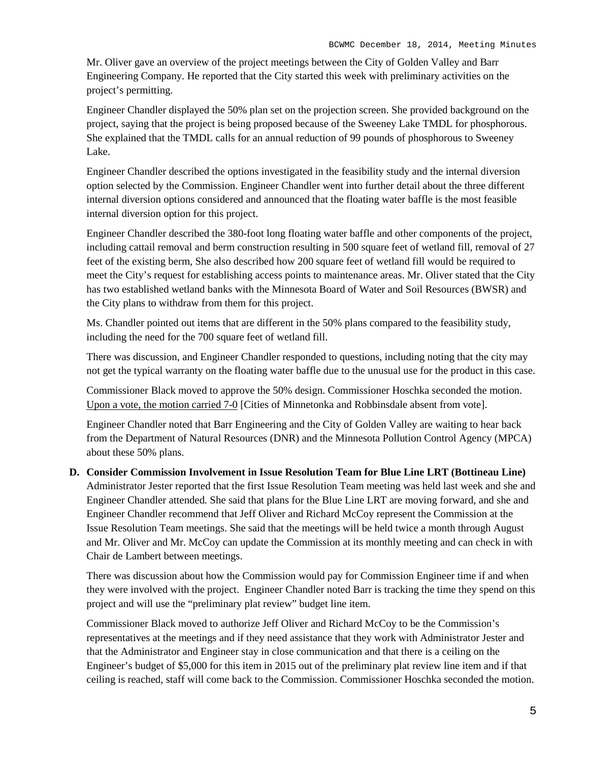Mr. Oliver gave an overview of the project meetings between the City of Golden Valley and Barr Engineering Company. He reported that the City started this week with preliminary activities on the project's permitting.

Engineer Chandler displayed the 50% plan set on the projection screen. She provided background on the project, saying that the project is being proposed because of the Sweeney Lake TMDL for phosphorous. She explained that the TMDL calls for an annual reduction of 99 pounds of phosphorous to Sweeney Lake.

Engineer Chandler described the options investigated in the feasibility study and the internal diversion option selected by the Commission. Engineer Chandler went into further detail about the three different internal diversion options considered and announced that the floating water baffle is the most feasible internal diversion option for this project.

Engineer Chandler described the 380-foot long floating water baffle and other components of the project, including cattail removal and berm construction resulting in 500 square feet of wetland fill, removal of 27 feet of the existing berm, She also described how 200 square feet of wetland fill would be required to meet the City's request for establishing access points to maintenance areas. Mr. Oliver stated that the City has two established wetland banks with the Minnesota Board of Water and Soil Resources (BWSR) and the City plans to withdraw from them for this project.

Ms. Chandler pointed out items that are different in the 50% plans compared to the feasibility study, including the need for the 700 square feet of wetland fill.

There was discussion, and Engineer Chandler responded to questions, including noting that the city may not get the typical warranty on the floating water baffle due to the unusual use for the product in this case.

Commissioner Black moved to approve the 50% design. Commissioner Hoschka seconded the motion. Upon a vote, the motion carried 7-0 [Cities of Minnetonka and Robbinsdale absent from vote].

Engineer Chandler noted that Barr Engineering and the City of Golden Valley are waiting to hear back from the Department of Natural Resources (DNR) and the Minnesota Pollution Control Agency (MPCA) about these 50% plans.

**D. Consider Commission Involvement in Issue Resolution Team for Blue Line LRT (Bottineau Line)**
Administrator Jester reported that the first Issue Resolution Team meeting was held last week and she and Engineer Chandler attended. She said that plans for the Blue Line LRT are moving forward, and she and Engineer Chandler recommend that Jeff Oliver and Richard McCoy represent the Commission at the Issue Resolution Team meetings. She said that the meetings will be held twice a month through August and Mr. Oliver and Mr. McCoy can update the Commission at its monthly meeting and can check in with Chair de Lambert between meetings.

There was discussion about how the Commission would pay for Commission Engineer time if and when they were involved with the project. Engineer Chandler noted Barr is tracking the time they spend on this project and will use the "preliminary plat review" budget line item.

Commissioner Black moved to authorize Jeff Oliver and Richard McCoy to be the Commission's representatives at the meetings and if they need assistance that they work with Administrator Jester and that the Administrator and Engineer stay in close communication and that there is a ceiling on the Engineer's budget of $5,000 for this item in 2015 out of the preliminary plat review line item and if that ceiling is reached, staff will come back to the Commission. Commissioner Hoschka seconded the motion.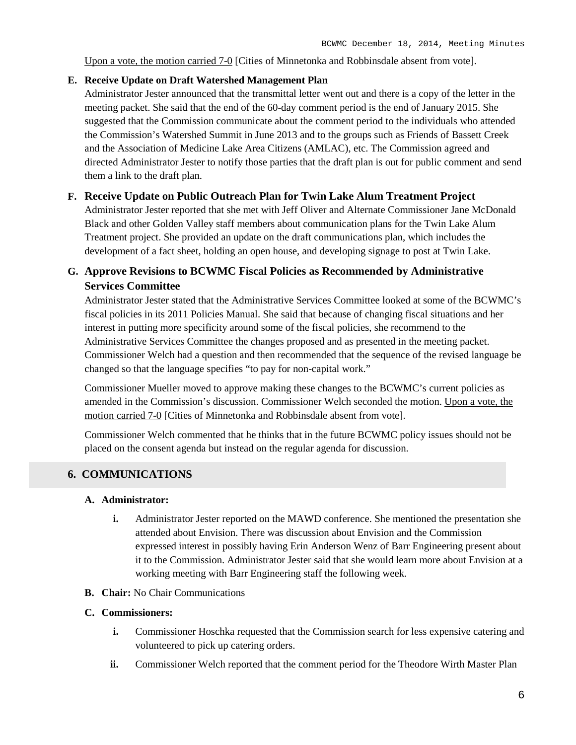Upon a vote, the motion carried 7-0 [Cities of Minnetonka and Robbinsdale absent from vote].

**E. Receive Update on Draft Watershed Management Plan**

Administrator Jester announced that the transmittal letter went out and there is a copy of the letter in the meeting packet. She said that the end of the 60-day comment period is the end of January 2015. She suggested that the Commission communicate about the comment period to the individuals who attended the Commission's Watershed Summit in June 2013 and to the groups such as Friends of Bassett Creek and the Association of Medicine Lake Area Citizens (AMLAC), etc. The Commission agreed and directed Administrator Jester to notify those parties that the draft plan is out for public comment and send them a link to the draft plan.

**F. Receive Update on Public Outreach Plan for Twin Lake Alum Treatment Project**

Administrator Jester reported that she met with Jeff Oliver and Alternate Commissioner Jane McDonald Black and other Golden Valley staff members about communication plans for the Twin Lake Alum Treatment project. She provided an update on the draft communications plan, which includes the development of a fact sheet, holding an open house, and developing signage to post at Twin Lake.

**G. Approve Revisions to BCWMC Fiscal Policies as Recommended by Administrative Services Committee**

Administrator Jester stated that the Administrative Services Committee looked at some of the BCWMC's fiscal policies in its 2011 Policies Manual. She said that because of changing fiscal situations and her interest in putting more specificity around some of the fiscal policies, she recommend to the Administrative Services Committee the changes proposed and as presented in the meeting packet. Commissioner Welch had a question and then recommended that the sequence of the revised language be changed so that the language specifies "to pay for non-capital work."

Commissioner Mueller moved to approve making these changes to the BCWMC's current policies as amended in the Commission's discussion. Commissioner Welch seconded the motion. Upon a vote, the motion carried 7-0 [Cities of Minnetonka and Robbinsdale absent from vote].

Commissioner Welch commented that he thinks that in the future BCWMC policy issues should not be placed on the consent agenda but instead on the regular agenda for discussion.

## 6. COMMUNICATIONS

**A. Administrator:**

- **i.** Administrator Jester reported on the MAWD conference. She mentioned the presentation she attended about Envision. There was discussion about Envision and the Commission expressed interest in possibly having Erin Anderson Wenz of Barr Engineering present about it to the Commission. Administrator Jester said that she would learn more about Envision at a working meeting with Barr Engineering staff the following week.

**B. Chair:** No Chair Communications

**C. Commissioners:**

- **i.** Commissioner Hoschka requested that the Commission search for less expensive catering and volunteered to pick up catering orders.
- **ii.** Commissioner Welch reported that the comment period for the Theodore Wirth Master Plan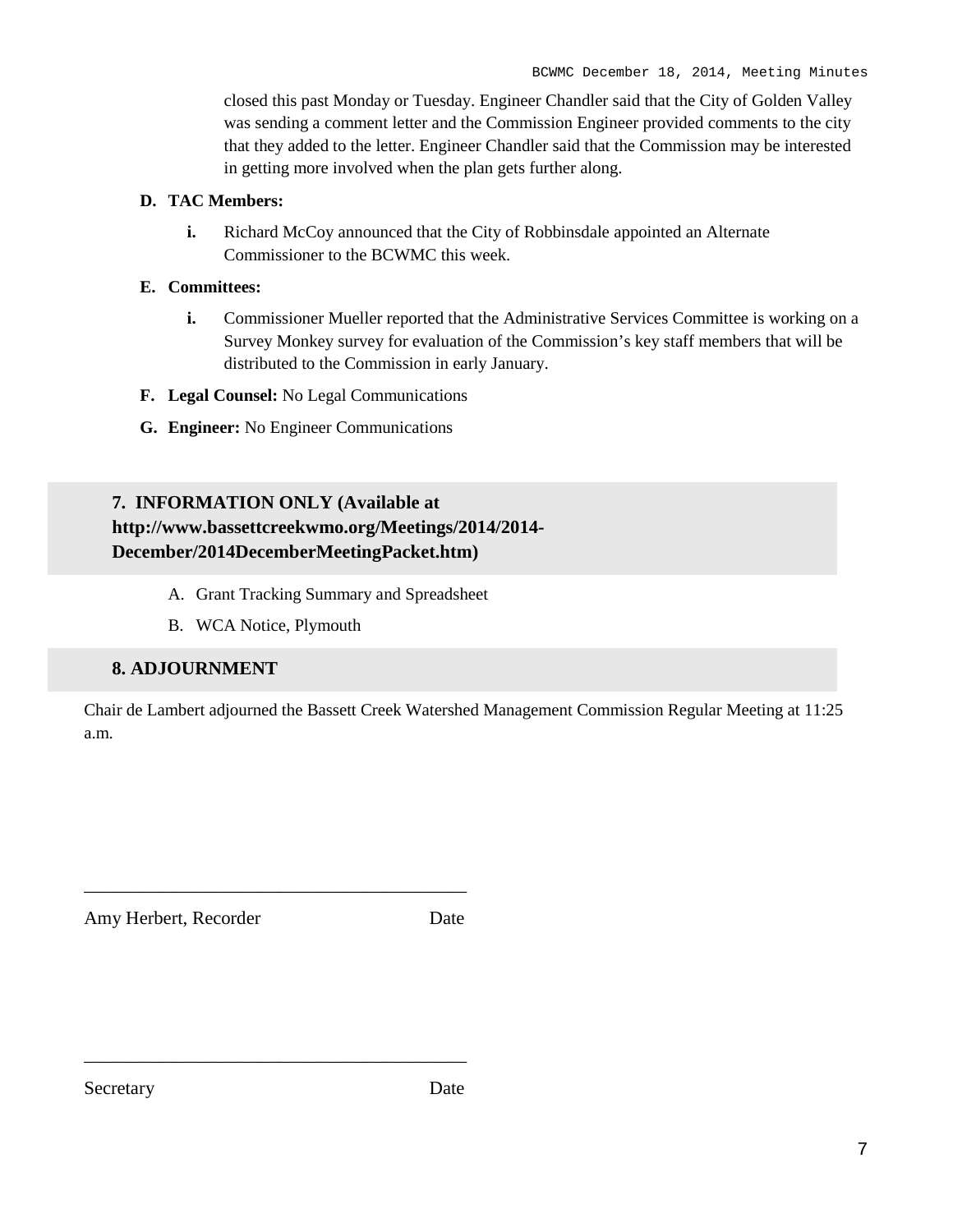closed this past Monday or Tuesday. Engineer Chandler said that the City of Golden Valley was sending a comment letter and the Commission Engineer provided comments to the city that they added to the letter. Engineer Chandler said that the Commission may be interested in getting more involved when the plan gets further along.

**D. TAC Members:**

**i.** Richard McCoy announced that the City of Robbinsdale appointed an Alternate Commissioner to the BCWMC this week.

**E. Committees:**

**i.** Commissioner Mueller reported that the Administrative Services Committee is working on a Survey Monkey survey for evaluation of the Commission's key staff members that will be distributed to the Commission in early January.

**F. Legal Counsel:** No Legal Communications

**G. Engineer:** No Engineer Communications

## 7. INFORMATION ONLY (Available at http://www.bassettcreekwmo.org/Meetings/2014/2014-December/2014DecemberMeetingPacket.htm)

A. Grant Tracking Summary and Spreadsheet

B. WCA Notice, Plymouth

## 8. ADJOURNMENT

Chair de Lambert adjourned the Bassett Creek Watershed Management Commission Regular Meeting at 11:25 a.m.

\_\_\_\_\_\_\_\_\_\_\_\_\_\_\_\_\_\_\_\_\_\_\_\_\_\_\_\_\_\_\_\_\_\_\_\_\_\_\_\_

Amy Herbert, Recorder　　　　　　Date

\_\_\_\_\_\_\_\_\_\_\_\_\_\_\_\_\_\_\_\_\_\_\_\_\_\_\_\_\_\_\_\_\_\_\_\_\_\_\_\_

Secretary　　　　　　　　　　　　Date